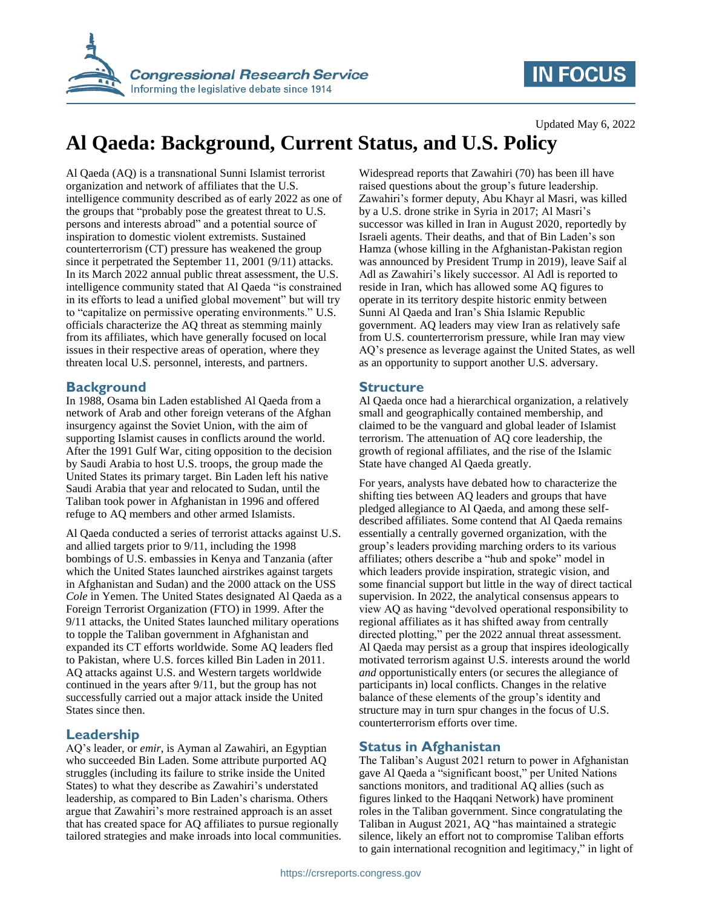Updated May 6, 2022

# Al Qaeda: Background, Current Status, and U.S. Policy

Al Qaeda (AQ) is a transnational Sunni Islamist terrorist organization and network of affiliates that the U.S. intelligence community described as of early 2022 as one of the groups that "probably pose the greatest threat to U.S. persons and interests abroad" and a potential source of inspiration to domestic violent extremists. Sustained counterterrorism (CT) pressure has weakened the group since it perpetrated the September 11, 2001 (9/11) attacks. In its March 2022 annual public threat assessment, the U.S. intelligence community stated that Al Qaeda "is constrained in its efforts to lead a unified global movement" but will try to "capitalize on permissive operating environments." U.S. officials characterize the AQ threat as stemming mainly from its affiliates, which have generally focused on local issues in their respective areas of operation, where they threaten local U.S. personnel, interests, and partners.

## Background

In 1988, Osama bin Laden established Al Qaeda from a network of Arab and other foreign veterans of the Afghan insurgency against the Soviet Union, with the aim of supporting Islamist causes in conflicts around the world. After the 1991 Gulf War, citing opposition to the decision by Saudi Arabia to host U.S. troops, the group made the United States its primary target. Bin Laden left his native Saudi Arabia that year and relocated to Sudan, until the Taliban took power in Afghanistan in 1996 and offered refuge to AQ members and other armed Islamists.

Al Qaeda conducted a series of terrorist attacks against U.S. and allied targets prior to 9/11, including the 1998 bombings of U.S. embassies in Kenya and Tanzania (after which the United States launched airstrikes against targets in Afghanistan and Sudan) and the 2000 attack on the USS *Cole* in Yemen. The United States designated Al Qaeda as a Foreign Terrorist Organization (FTO) in 1999. After the 9/11 attacks, the United States launched military operations to topple the Taliban government in Afghanistan and expanded its CT efforts worldwide. Some AQ leaders fled to Pakistan, where U.S. forces killed Bin Laden in 2011. AQ attacks against U.S. and Western targets worldwide continued in the years after 9/11, but the group has not successfully carried out a major attack inside the United States since then.

## Leadership

AQ's leader, or *emir*, is Ayman al Zawahiri, an Egyptian who succeeded Bin Laden. Some attribute purported AQ struggles (including its failure to strike inside the United States) to what they describe as Zawahiri's understated leadership, as compared to Bin Laden's charisma. Others argue that Zawahiri's more restrained approach is an asset that has created space for AQ affiliates to pursue regionally tailored strategies and make inroads into local communities.

Widespread reports that Zawahiri (70) has been ill have raised questions about the group's future leadership. Zawahiri's former deputy, Abu Khayr al Masri, was killed by a U.S. drone strike in Syria in 2017; Al Masri's successor was killed in Iran in August 2020, reportedly by Israeli agents. Their deaths, and that of Bin Laden's son Hamza (whose killing in the Afghanistan-Pakistan region was announced by President Trump in 2019), leave Saif al Adl as Zawahiri's likely successor. Al Adl is reported to reside in Iran, which has allowed some AQ figures to operate in its territory despite historic enmity between Sunni Al Qaeda and Iran's Shia Islamic Republic government. AQ leaders may view Iran as relatively safe from U.S. counterterrorism pressure, while Iran may view AQ's presence as leverage against the United States, as well as an opportunity to support another U.S. adversary.

## Structure

Al Qaeda once had a hierarchical organization, a relatively small and geographically contained membership, and claimed to be the vanguard and global leader of Islamist terrorism. The attenuation of AQ core leadership, the growth of regional affiliates, and the rise of the Islamic State have changed Al Qaeda greatly.

For years, analysts have debated how to characterize the shifting ties between AQ leaders and groups that have pledged allegiance to Al Qaeda, and among these self-described affiliates. Some contend that Al Qaeda remains essentially a centrally governed organization, with the group's leaders providing marching orders to its various affiliates; others describe a "hub and spoke" model in which leaders provide inspiration, strategic vision, and some financial support but little in the way of direct tactical supervision. In 2022, the analytical consensus appears to view AQ as having "devolved operational responsibility to regional affiliates as it has shifted away from centrally directed plotting," per the 2022 annual threat assessment. Al Qaeda may persist as a group that inspires ideologically motivated terrorism against U.S. interests around the world *and* opportunistically enters (or secures the allegiance of participants in) local conflicts. Changes in the relative balance of these elements of the group's identity and structure may in turn spur changes in the focus of U.S. counterterrorism efforts over time.

## Status in Afghanistan

The Taliban's August 2021 return to power in Afghanistan gave Al Qaeda a "significant boost," per United Nations sanctions monitors, and traditional AQ allies (such as figures linked to the Haqqani Network) have prominent roles in the Taliban government. Since congratulating the Taliban in August 2021, AQ "has maintained a strategic silence, likely an effort not to compromise Taliban efforts to gain international recognition and legitimacy," in light of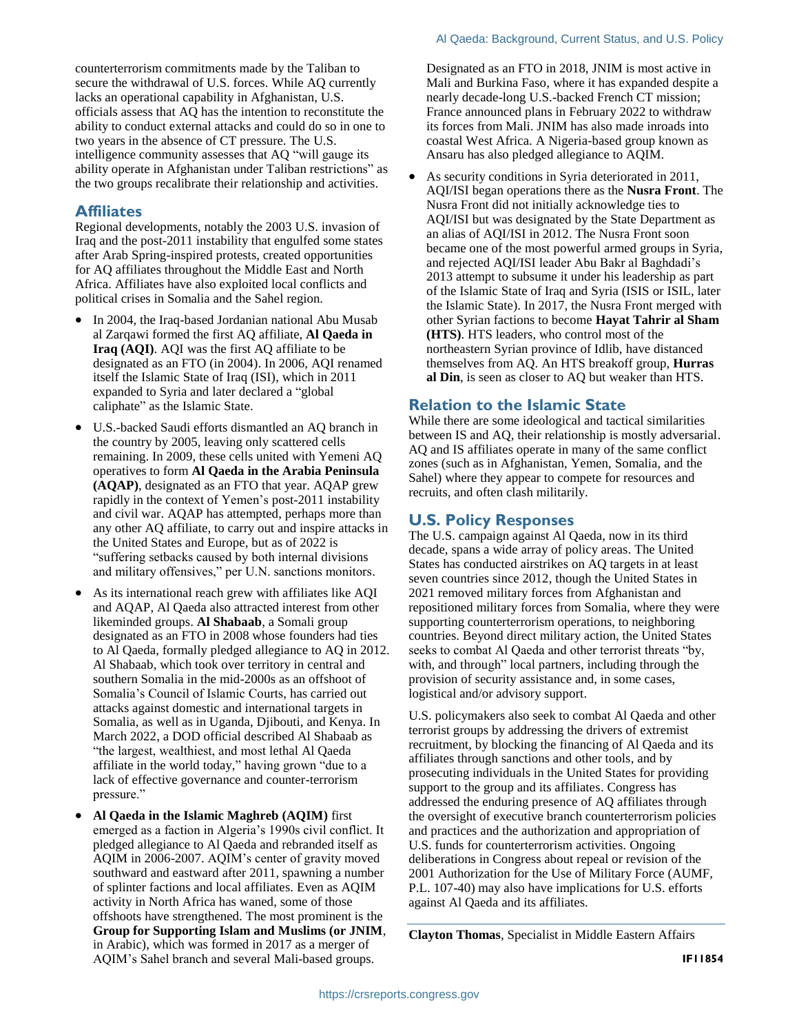counterterrorism commitments made by the Taliban to secure the withdrawal of U.S. forces. While AQ currently lacks an operational capability in Afghanistan, U.S. officials assess that AQ has the intention to reconstitute the ability to conduct external attacks and could do so in one to two years in the absence of CT pressure. The U.S. intelligence community assesses that AQ "will gauge its ability operate in Afghanistan under Taliban restrictions" as the two groups recalibrate their relationship and activities.

## Affiliates

Regional developments, notably the 2003 U.S. invasion of Iraq and the post-2011 instability that engulfed some states after Arab Spring-inspired protests, created opportunities for AQ affiliates throughout the Middle East and North Africa. Affiliates have also exploited local conflicts and political crises in Somalia and the Sahel region.

- In 2004, the Iraq-based Jordanian national Abu Musab al Zarqawi formed the first AQ affiliate, **Al Qaeda in Iraq (AQI)**. AQI was the first AQ affiliate to be designated as an FTO (in 2004). In 2006, AQI renamed itself the Islamic State of Iraq (ISI), which in 2011 expanded to Syria and later declared a "global caliphate" as the Islamic State.
- U.S.-backed Saudi efforts dismantled an AQ branch in the country by 2005, leaving only scattered cells remaining. In 2009, these cells united with Yemeni AQ operatives to form **Al Qaeda in the Arabia Peninsula (AQAP)**, designated as an FTO that year. AQAP grew rapidly in the context of Yemen's post-2011 instability and civil war. AQAP has attempted, perhaps more than any other AQ affiliate, to carry out and inspire attacks in the United States and Europe, but as of 2022 is "suffering setbacks caused by both internal divisions and military offensives," per U.N. sanctions monitors.
- As its international reach grew with affiliates like AQI and AQAP, Al Qaeda also attracted interest from other likeminded groups. **Al Shabaab**, a Somali group designated as an FTO in 2008 whose founders had ties to Al Qaeda, formally pledged allegiance to AQ in 2012. Al Shabaab, which took over territory in central and southern Somalia in the mid-2000s as an offshoot of Somalia's Council of Islamic Courts, has carried out attacks against domestic and international targets in Somalia, as well as in Uganda, Djibouti, and Kenya. In March 2022, a DOD official described Al Shabaab as "the largest, wealthiest, and most lethal Al Qaeda affiliate in the world today," having grown "due to a lack of effective governance and counter-terrorism pressure."
- **Al Qaeda in the Islamic Maghreb (AQIM)** first emerged as a faction in Algeria's 1990s civil conflict. It pledged allegiance to Al Qaeda and rebranded itself as AQIM in 2006-2007. AQIM's center of gravity moved southward and eastward after 2011, spawning a number of splinter factions and local affiliates. Even as AQIM activity in North Africa has waned, some of those offshoots have strengthened. The most prominent is the **Group for Supporting Islam and Muslims (or JNIM**, in Arabic), which was formed in 2017 as a merger of AQIM's Sahel branch and several Mali-based groups. Designated as an FTO in 2018, JNIM is most active in Mali and Burkina Faso, where it has expanded despite a nearly decade-long U.S.-backed French CT mission; France announced plans in February 2022 to withdraw its forces from Mali. JNIM has also made inroads into coastal West Africa. A Nigeria-based group known as Ansaru has also pledged allegiance to AQIM.
- As security conditions in Syria deteriorated in 2011, AQI/ISI began operations there as the **Nusra Front**. The Nusra Front did not initially acknowledge ties to AQI/ISI but was designated by the State Department as an alias of AQI/ISI in 2012. The Nusra Front soon became one of the most powerful armed groups in Syria, and rejected AQI/ISI leader Abu Bakr al Baghdadi's 2013 attempt to subsume it under his leadership as part of the Islamic State of Iraq and Syria (ISIS or ISIL, later the Islamic State). In 2017, the Nusra Front merged with other Syrian factions to become **Hayat Tahrir al Sham (HTS)**. HTS leaders, who control most of the northeastern Syrian province of Idlib, have distanced themselves from AQ. An HTS breakoff group, **Hurras al Din**, is seen as closer to AQ but weaker than HTS.

## Relation to the Islamic State

While there are some ideological and tactical similarities between IS and AQ, their relationship is mostly adversarial. AQ and IS affiliates operate in many of the same conflict zones (such as in Afghanistan, Yemen, Somalia, and the Sahel) where they appear to compete for resources and recruits, and often clash militarily.

## U.S. Policy Responses

The U.S. campaign against Al Qaeda, now in its third decade, spans a wide array of policy areas. The United States has conducted airstrikes on AQ targets in at least seven countries since 2012, though the United States in 2021 removed military forces from Afghanistan and repositioned military forces from Somalia, where they were supporting counterterrorism operations, to neighboring countries. Beyond direct military action, the United States seeks to combat Al Qaeda and other terrorist threats "by, with, and through" local partners, including through the provision of security assistance and, in some cases, logistical and/or advisory support.

U.S. policymakers also seek to combat Al Qaeda and other terrorist groups by addressing the drivers of extremist recruitment, by blocking the financing of Al Qaeda and its affiliates through sanctions and other tools, and by prosecuting individuals in the United States for providing support to the group and its affiliates. Congress has addressed the enduring presence of AQ affiliates through the oversight of executive branch counterterrorism policies and practices and the authorization and appropriation of U.S. funds for counterterrorism activities. Ongoing deliberations in Congress about repeal or revision of the 2001 Authorization for the Use of Military Force (AUMF, P.L. 107-40) may also have implications for U.S. efforts against Al Qaeda and its affiliates.

---

**Clayton Thomas**, Specialist in Middle Eastern Affairs

IF11854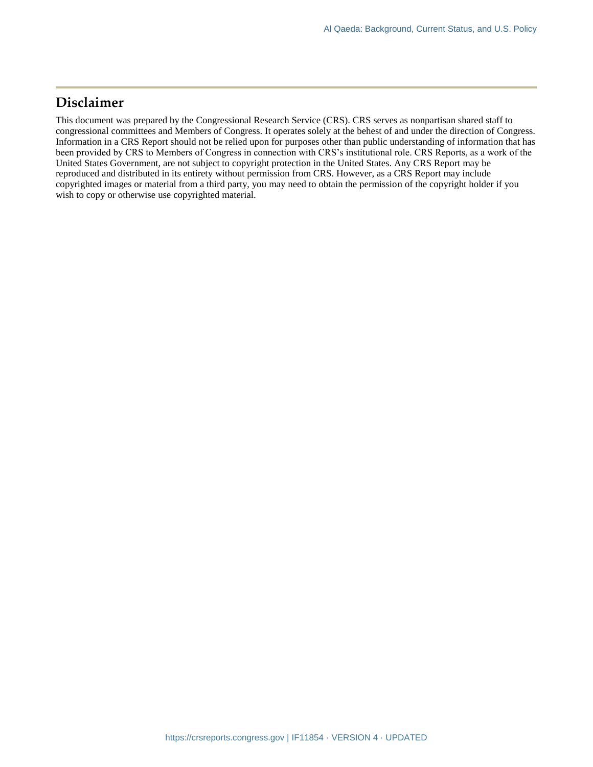## Disclaimer

This document was prepared by the Congressional Research Service (CRS). CRS serves as nonpartisan shared staff to congressional committees and Members of Congress. It operates solely at the behest of and under the direction of Congress. Information in a CRS Report should not be relied upon for purposes other than public understanding of information that has been provided by CRS to Members of Congress in connection with CRS's institutional role. CRS Reports, as a work of the United States Government, are not subject to copyright protection in the United States. Any CRS Report may be reproduced and distributed in its entirety without permission from CRS. However, as a CRS Report may include copyrighted images or material from a third party, you may need to obtain the permission of the copyright holder if you wish to copy or otherwise use copyrighted material.